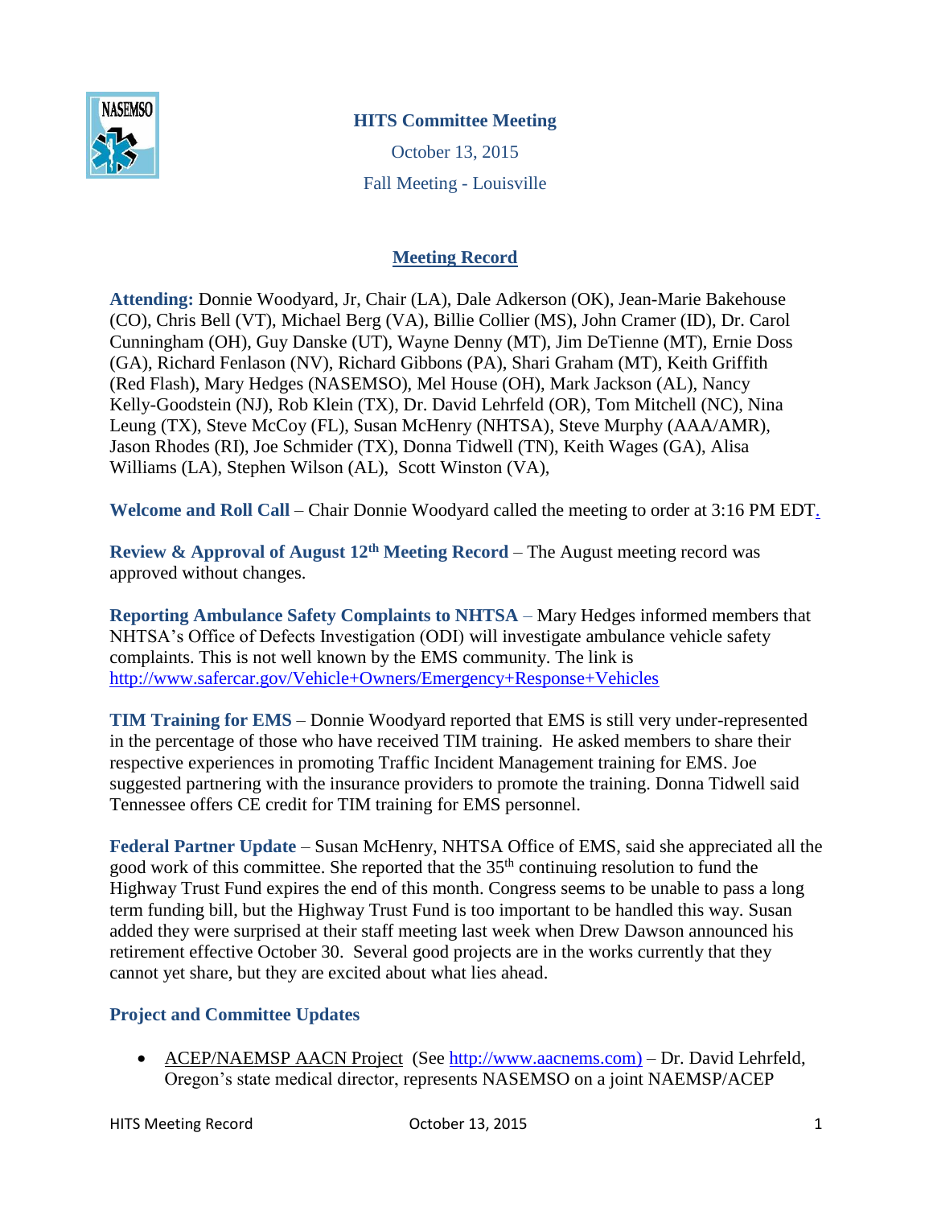# HITS Committee Meeting

October 13, 2015

Fall Meeting - Louisville

## Meeting Record

**Attending:** Donnie Woodyard, Jr, Chair (LA), Dale Adkerson (OK), Jean-Marie Bakehouse (CO), Chris Bell (VT), Michael Berg (VA), Billie Collier (MS), John Cramer (ID), Dr. Carol Cunningham (OH), Guy Danske (UT), Wayne Denny (MT), Jim DeTienne (MT), Ernie Doss (GA), Richard Fenlason (NV), Richard Gibbons (PA), Shari Graham (MT), Keith Griffith (Red Flash), Mary Hedges (NASEMSO), Mel House (OH), Mark Jackson (AL), Nancy Kelly-Goodstein (NJ), Rob Klein (TX), Dr. David Lehrfeld (OR), Tom Mitchell (NC), Nina Leung (TX), Steve McCoy (FL), Susan McHenry (NHTSA), Steve Murphy (AAA/AMR), Jason Rhodes (RI), Joe Schmider (TX), Donna Tidwell (TN), Keith Wages (GA), Alisa Williams (LA), Stephen Wilson (AL), Scott Winston (VA),

**Welcome and Roll Call** – Chair Donnie Woodyard called the meeting to order at 3:16 PM EDT.

**Review & Approval of August 12th Meeting Record** – The August meeting record was approved without changes.

**Reporting Ambulance Safety Complaints to NHTSA** – Mary Hedges informed members that NHTSA's Office of Defects Investigation (ODI) will investigate ambulance vehicle safety complaints. This is not well known by the EMS community. The link is http://www.safercar.gov/Vehicle+Owners/Emergency+Response+Vehicles

**TIM Training for EMS** – Donnie Woodyard reported that EMS is still very under-represented in the percentage of those who have received TIM training. He asked members to share their respective experiences in promoting Traffic Incident Management training for EMS. Joe suggested partnering with the insurance providers to promote the training. Donna Tidwell said Tennessee offers CE credit for TIM training for EMS personnel.

**Federal Partner Update** – Susan McHenry, NHTSA Office of EMS, said she appreciated all the good work of this committee. She reported that the 35th continuing resolution to fund the Highway Trust Fund expires the end of this month. Congress seems to be unable to pass a long term funding bill, but the Highway Trust Fund is too important to be handled this way. Susan added they were surprised at their staff meeting last week when Drew Dawson announced his retirement effective October 30. Several good projects are in the works currently that they cannot yet share, but they are excited about what lies ahead.

### Project and Committee Updates

- ACEP/NAEMSP AACN Project (See http://www.aacnems.com) – Dr. David Lehrfeld, Oregon's state medical director, represents NASEMSO on a joint NAEMSP/ACEP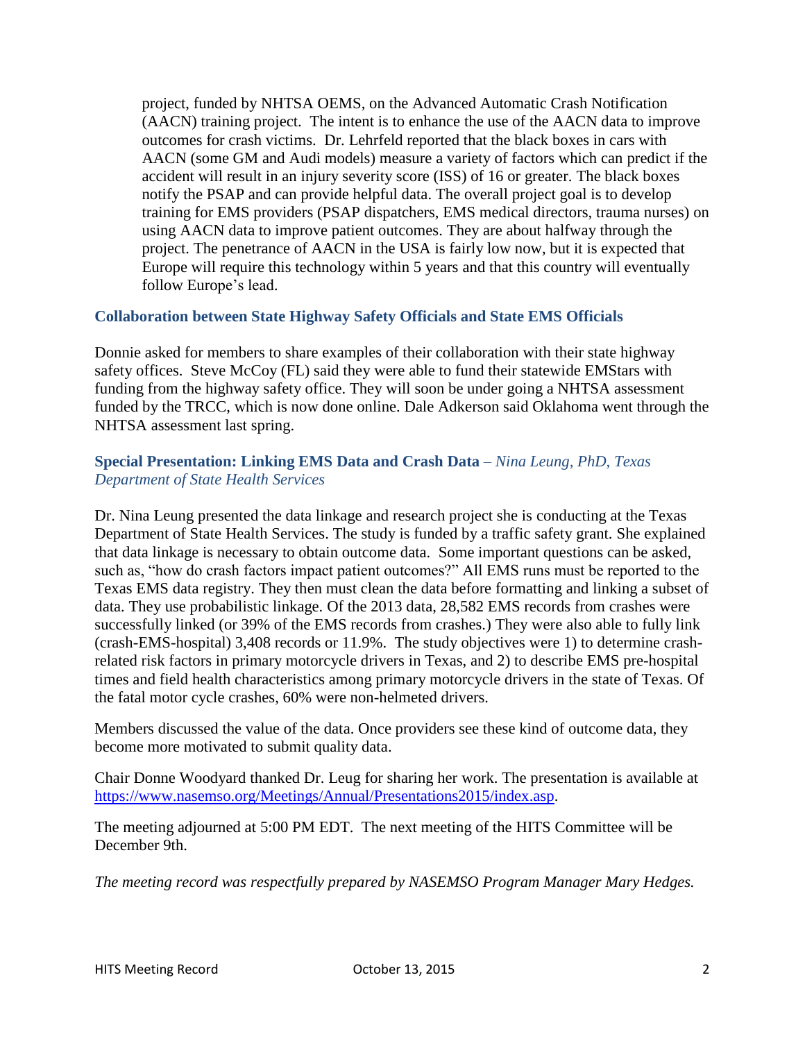project, funded by NHTSA OEMS, on the Advanced Automatic Crash Notification (AACN) training project. The intent is to enhance the use of the AACN data to improve outcomes for crash victims. Dr. Lehrfeld reported that the black boxes in cars with AACN (some GM and Audi models) measure a variety of factors which can predict if the accident will result in an injury severity score (ISS) of 16 or greater. The black boxes notify the PSAP and can provide helpful data. The overall project goal is to develop training for EMS providers (PSAP dispatchers, EMS medical directors, trauma nurses) on using AACN data to improve patient outcomes. They are about halfway through the project. The penetrance of AACN in the USA is fairly low now, but it is expected that Europe will require this technology within 5 years and that this country will eventually follow Europe's lead.

### Collaboration between State Highway Safety Officials and State EMS Officials

Donnie asked for members to share examples of their collaboration with their state highway safety offices. Steve McCoy (FL) said they were able to fund their statewide EMStars with funding from the highway safety office. They will soon be under going a NHTSA assessment funded by the TRCC, which is now done online. Dale Adkerson said Oklahoma went through the NHTSA assessment last spring.

### Special Presentation: Linking EMS Data and Crash Data – *Nina Leung, PhD, Texas Department of State Health Services*

Dr. Nina Leung presented the data linkage and research project she is conducting at the Texas Department of State Health Services. The study is funded by a traffic safety grant. She explained that data linkage is necessary to obtain outcome data. Some important questions can be asked, such as, "how do crash factors impact patient outcomes?" All EMS runs must be reported to the Texas EMS data registry. They then must clean the data before formatting and linking a subset of data. They use probabilistic linkage. Of the 2013 data, 28,582 EMS records from crashes were successfully linked (or 39% of the EMS records from crashes.) They were also able to fully link (crash-EMS-hospital) 3,408 records or 11.9%. The study objectives were 1) to determine crash-related risk factors in primary motorcycle drivers in Texas, and 2) to describe EMS pre-hospital times and field health characteristics among primary motorcycle drivers in the state of Texas. Of the fatal motor cycle crashes, 60% were non-helmeted drivers.

Members discussed the value of the data. Once providers see these kind of outcome data, they become more motivated to submit quality data.

Chair Donne Woodyard thanked Dr. Leug for sharing her work. The presentation is available at https://www.nasemso.org/Meetings/Annual/Presentations2015/index.asp.

The meeting adjourned at 5:00 PM EDT. The next meeting of the HITS Committee will be December 9th.

*The meeting record was respectfully prepared by NASEMSO Program Manager Mary Hedges.*